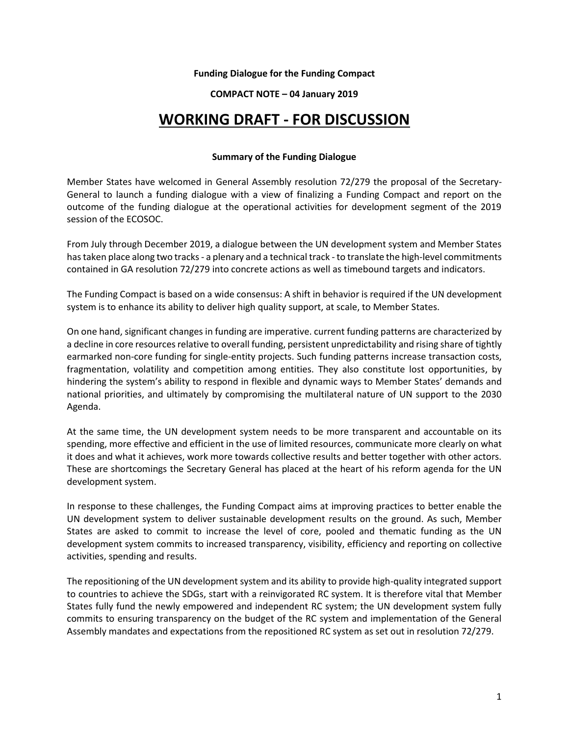**Funding Dialogue for the Funding Compact**

**COMPACT NOTE – 04 January 2019**

# WORKING DRAFT - FOR DISCUSSION

**Summary of the Funding Dialogue**

Member States have welcomed in General Assembly resolution 72/279 the proposal of the Secretary-General to launch a funding dialogue with a view of finalizing a Funding Compact and report on the outcome of the funding dialogue at the operational activities for development segment of the 2019 session of the ECOSOC.

From July through December 2019, a dialogue between the UN development system and Member States has taken place along two tracks - a plenary and a technical track - to translate the high-level commitments contained in GA resolution 72/279 into concrete actions as well as timebound targets and indicators.

The Funding Compact is based on a wide consensus: A shift in behavior is required if the UN development system is to enhance its ability to deliver high quality support, at scale, to Member States.

On one hand, significant changes in funding are imperative. current funding patterns are characterized by a decline in core resources relative to overall funding, persistent unpredictability and rising share of tightly earmarked non-core funding for single-entity projects. Such funding patterns increase transaction costs, fragmentation, volatility and competition among entities. They also constitute lost opportunities, by hindering the system's ability to respond in flexible and dynamic ways to Member States' demands and national priorities, and ultimately by compromising the multilateral nature of UN support to the 2030 Agenda.

At the same time, the UN development system needs to be more transparent and accountable on its spending, more effective and efficient in the use of limited resources, communicate more clearly on what it does and what it achieves, work more towards collective results and better together with other actors. These are shortcomings the Secretary General has placed at the heart of his reform agenda for the UN development system.

In response to these challenges, the Funding Compact aims at improving practices to better enable the UN development system to deliver sustainable development results on the ground. As such, Member States are asked to commit to increase the level of core, pooled and thematic funding as the UN development system commits to increased transparency, visibility, efficiency and reporting on collective activities, spending and results.

The repositioning of the UN development system and its ability to provide high-quality integrated support to countries to achieve the SDGs, start with a reinvigorated RC system. It is therefore vital that Member States fully fund the newly empowered and independent RC system; the UN development system fully commits to ensuring transparency on the budget of the RC system and implementation of the General Assembly mandates and expectations from the repositioned RC system as set out in resolution 72/279.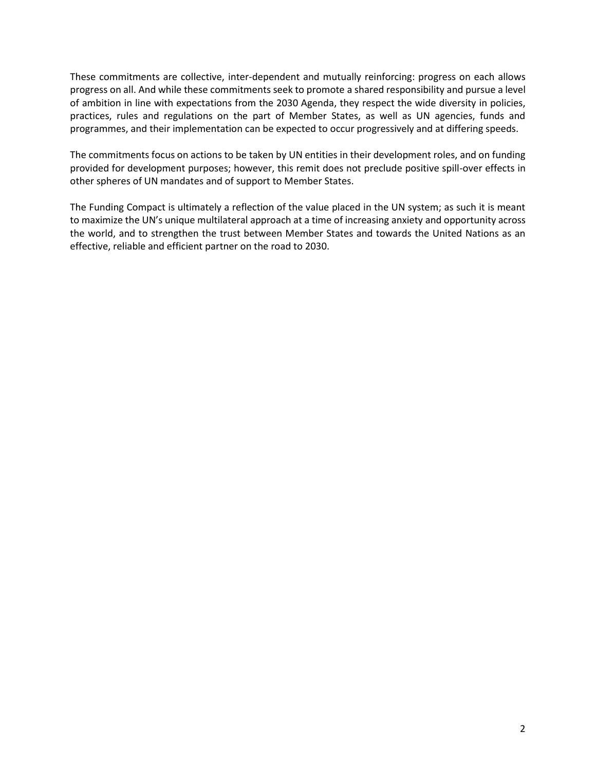These commitments are collective, inter-dependent and mutually reinforcing: progress on each allows progress on all. And while these commitments seek to promote a shared responsibility and pursue a level of ambition in line with expectations from the 2030 Agenda, they respect the wide diversity in policies, practices, rules and regulations on the part of Member States, as well as UN agencies, funds and programmes, and their implementation can be expected to occur progressively and at differing speeds.

The commitments focus on actions to be taken by UN entities in their development roles, and on funding provided for development purposes; however, this remit does not preclude positive spill-over effects in other spheres of UN mandates and of support to Member States.

The Funding Compact is ultimately a reflection of the value placed in the UN system; as such it is meant to maximize the UN's unique multilateral approach at a time of increasing anxiety and opportunity across the world, and to strengthen the trust between Member States and towards the United Nations as an effective, reliable and efficient partner on the road to 2030.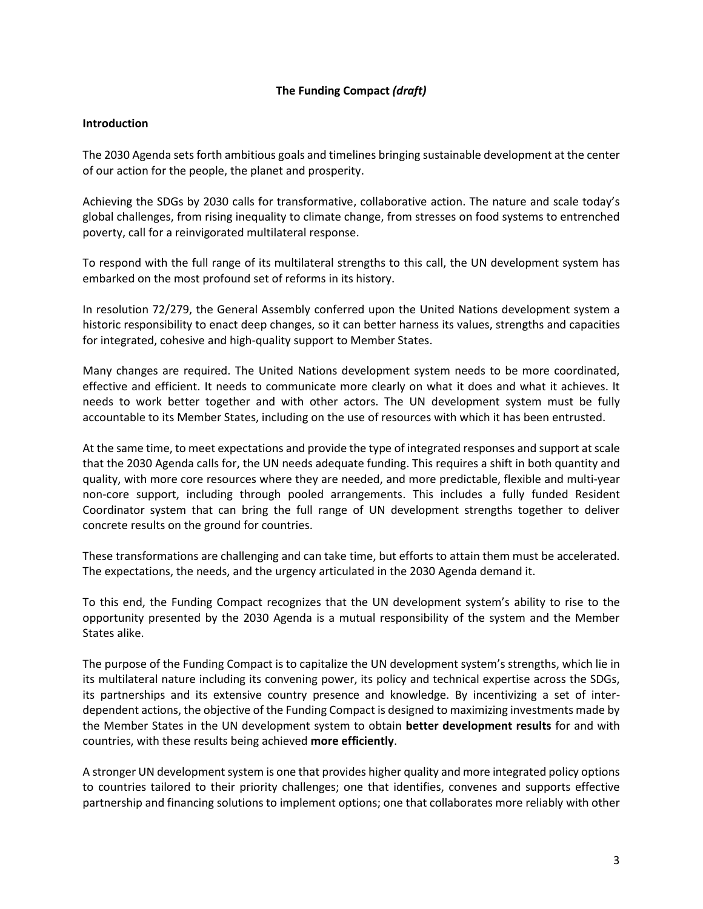# The Funding Compact *(draft)*

## Introduction

The 2030 Agenda sets forth ambitious goals and timelines bringing sustainable development at the center of our action for the people, the planet and prosperity.

Achieving the SDGs by 2030 calls for transformative, collaborative action. The nature and scale today's global challenges, from rising inequality to climate change, from stresses on food systems to entrenched poverty, call for a reinvigorated multilateral response.

To respond with the full range of its multilateral strengths to this call, the UN development system has embarked on the most profound set of reforms in its history.

In resolution 72/279, the General Assembly conferred upon the United Nations development system a historic responsibility to enact deep changes, so it can better harness its values, strengths and capacities for integrated, cohesive and high-quality support to Member States.

Many changes are required. The United Nations development system needs to be more coordinated, effective and efficient. It needs to communicate more clearly on what it does and what it achieves. It needs to work better together and with other actors. The UN development system must be fully accountable to its Member States, including on the use of resources with which it has been entrusted.

At the same time, to meet expectations and provide the type of integrated responses and support at scale that the 2030 Agenda calls for, the UN needs adequate funding. This requires a shift in both quantity and quality, with more core resources where they are needed, and more predictable, flexible and multi-year non-core support, including through pooled arrangements. This includes a fully funded Resident Coordinator system that can bring the full range of UN development strengths together to deliver concrete results on the ground for countries.

These transformations are challenging and can take time, but efforts to attain them must be accelerated. The expectations, the needs, and the urgency articulated in the 2030 Agenda demand it.

To this end, the Funding Compact recognizes that the UN development system's ability to rise to the opportunity presented by the 2030 Agenda is a mutual responsibility of the system and the Member States alike.

The purpose of the Funding Compact is to capitalize the UN development system's strengths, which lie in its multilateral nature including its convening power, its policy and technical expertise across the SDGs, its partnerships and its extensive country presence and knowledge. By incentivizing a set of inter-dependent actions, the objective of the Funding Compact is designed to maximizing investments made by the Member States in the UN development system to obtain **better development results** for and with countries, with these results being achieved **more efficiently**.

A stronger UN development system is one that provides higher quality and more integrated policy options to countries tailored to their priority challenges; one that identifies, convenes and supports effective partnership and financing solutions to implement options; one that collaborates more reliably with other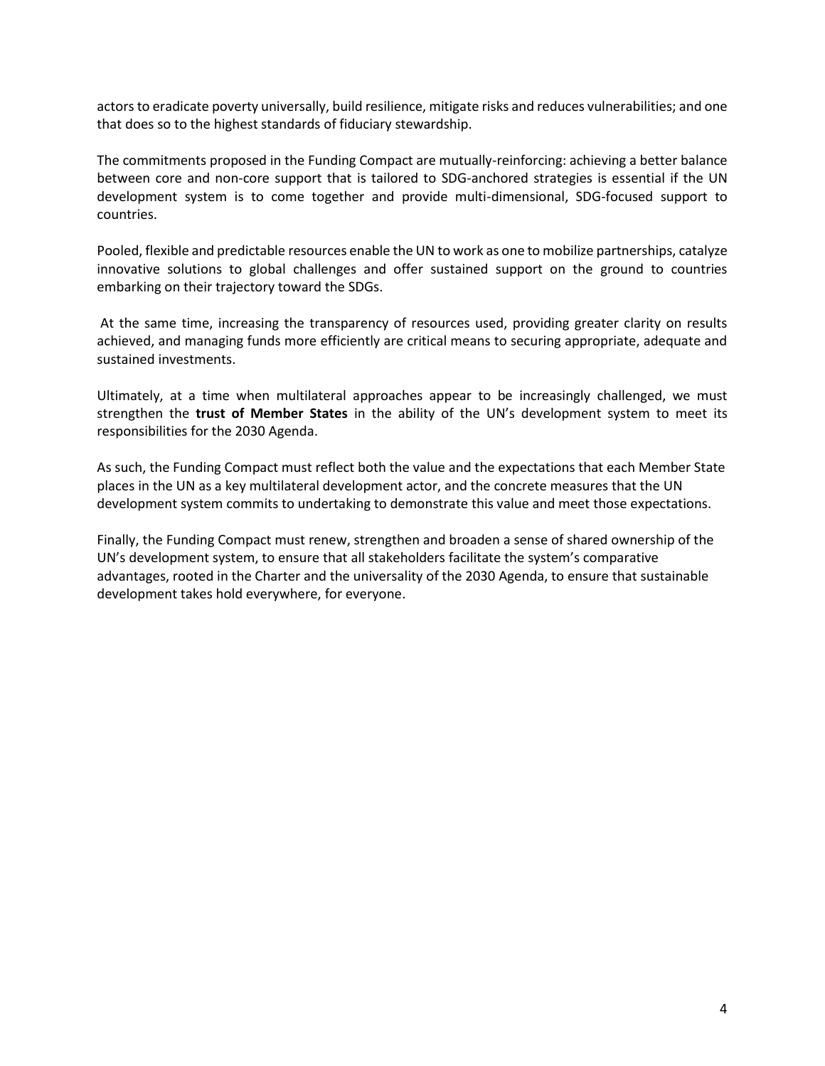actors to eradicate poverty universally, build resilience, mitigate risks and reduces vulnerabilities; and one that does so to the highest standards of fiduciary stewardship.

The commitments proposed in the Funding Compact are mutually-reinforcing: achieving a better balance between core and non-core support that is tailored to SDG-anchored strategies is essential if the UN development system is to come together and provide multi-dimensional, SDG-focused support to countries.

Pooled, flexible and predictable resources enable the UN to work as one to mobilize partnerships, catalyze innovative solutions to global challenges and offer sustained support on the ground to countries embarking on their trajectory toward the SDGs.

At the same time, increasing the transparency of resources used, providing greater clarity on results achieved, and managing funds more efficiently are critical means to securing appropriate, adequate and sustained investments.

Ultimately, at a time when multilateral approaches appear to be increasingly challenged, we must strengthen the **trust of Member States** in the ability of the UN's development system to meet its responsibilities for the 2030 Agenda.

As such, the Funding Compact must reflect both the value and the expectations that each Member State places in the UN as a key multilateral development actor, and the concrete measures that the UN development system commits to undertaking to demonstrate this value and meet those expectations.

Finally, the Funding Compact must renew, strengthen and broaden a sense of shared ownership of the UN's development system, to ensure that all stakeholders facilitate the system's comparative advantages, rooted in the Charter and the universality of the 2030 Agenda, to ensure that sustainable development takes hold everywhere, for everyone.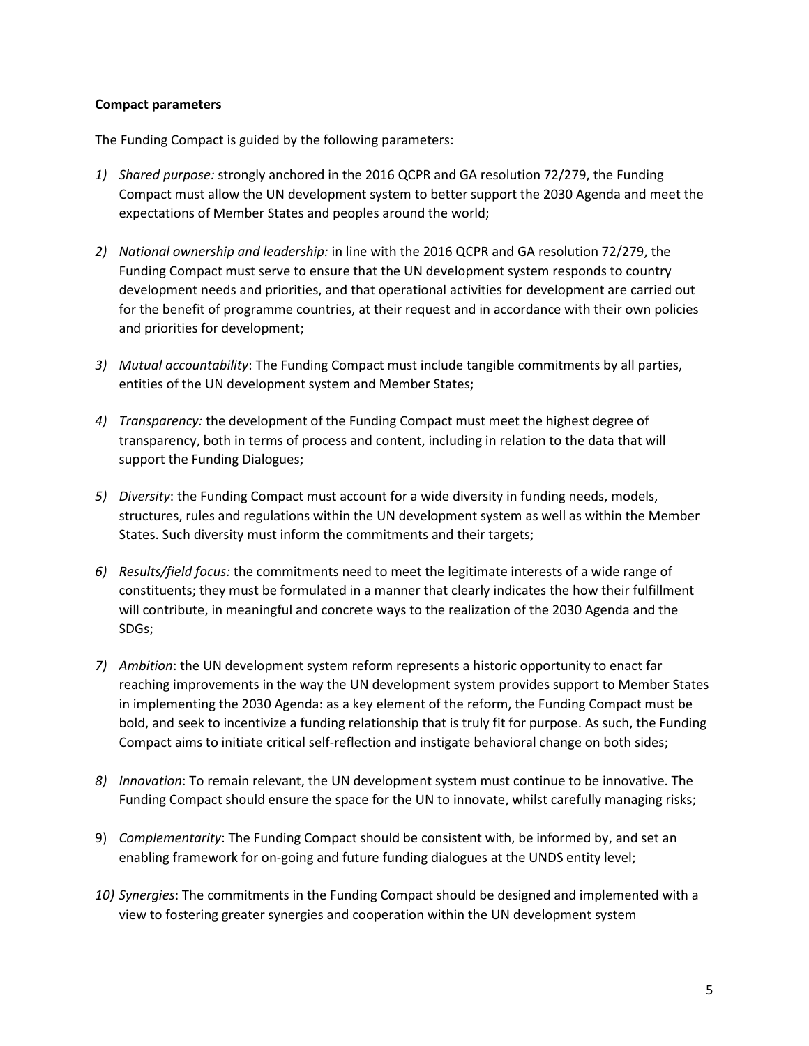**Compact parameters**

The Funding Compact is guided by the following parameters:

1) *Shared purpose:* strongly anchored in the 2016 QCPR and GA resolution 72/279, the Funding Compact must allow the UN development system to better support the 2030 Agenda and meet the expectations of Member States and peoples around the world;

2) *National ownership and leadership:* in line with the 2016 QCPR and GA resolution 72/279, the Funding Compact must serve to ensure that the UN development system responds to country development needs and priorities, and that operational activities for development are carried out for the benefit of programme countries, at their request and in accordance with their own policies and priorities for development;

3) *Mutual accountability*: The Funding Compact must include tangible commitments by all parties, entities of the UN development system and Member States;

4) *Transparency:* the development of the Funding Compact must meet the highest degree of transparency, both in terms of process and content, including in relation to the data that will support the Funding Dialogues;

5) *Diversity*: the Funding Compact must account for a wide diversity in funding needs, models, structures, rules and regulations within the UN development system as well as within the Member States. Such diversity must inform the commitments and their targets;

6) *Results/field focus:* the commitments need to meet the legitimate interests of a wide range of constituents; they must be formulated in a manner that clearly indicates the how their fulfillment will contribute, in meaningful and concrete ways to the realization of the 2030 Agenda and the SDGs;

7) *Ambition*: the UN development system reform represents a historic opportunity to enact far reaching improvements in the way the UN development system provides support to Member States in implementing the 2030 Agenda: as a key element of the reform, the Funding Compact must be bold, and seek to incentivize a funding relationship that is truly fit for purpose. As such, the Funding Compact aims to initiate critical self-reflection and instigate behavioral change on both sides;

8) *Innovation*: To remain relevant, the UN development system must continue to be innovative. The Funding Compact should ensure the space for the UN to innovate, whilst carefully managing risks;

9) *Complementarity*: The Funding Compact should be consistent with, be informed by, and set an enabling framework for on-going and future funding dialogues at the UNDS entity level;

10) *Synergies*: The commitments in the Funding Compact should be designed and implemented with a view to fostering greater synergies and cooperation within the UN development system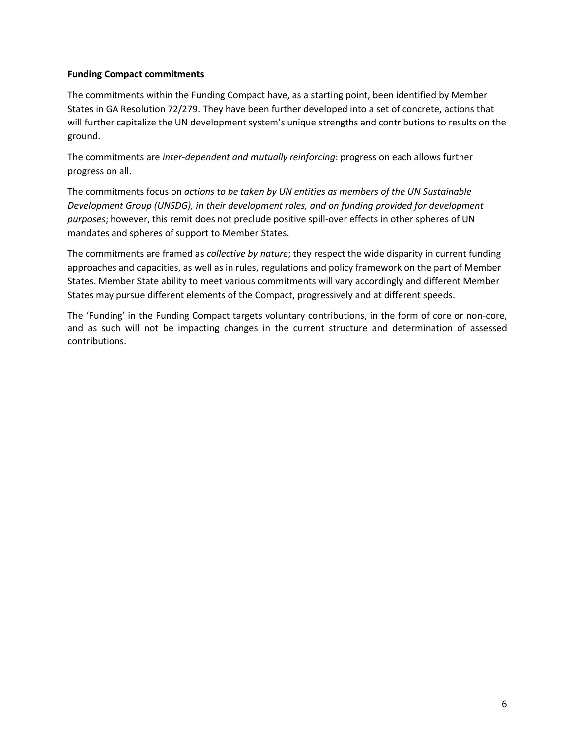**Funding Compact commitments**

The commitments within the Funding Compact have, as a starting point, been identified by Member States in GA Resolution 72/279. They have been further developed into a set of concrete, actions that will further capitalize the UN development system's unique strengths and contributions to results on the ground.

The commitments are *inter-dependent and mutually reinforcing*: progress on each allows further progress on all.

The commitments focus on *actions to be taken by UN entities as members of the UN Sustainable Development Group (UNSDG), in their development roles, and on funding provided for development purposes*; however, this remit does not preclude positive spill-over effects in other spheres of UN mandates and spheres of support to Member States.

The commitments are framed as *collective by nature*; they respect the wide disparity in current funding approaches and capacities, as well as in rules, regulations and policy framework on the part of Member States. Member State ability to meet various commitments will vary accordingly and different Member States may pursue different elements of the Compact, progressively and at different speeds.

The 'Funding' in the Funding Compact targets voluntary contributions, in the form of core or non-core, and as such will not be impacting changes in the current structure and determination of assessed contributions.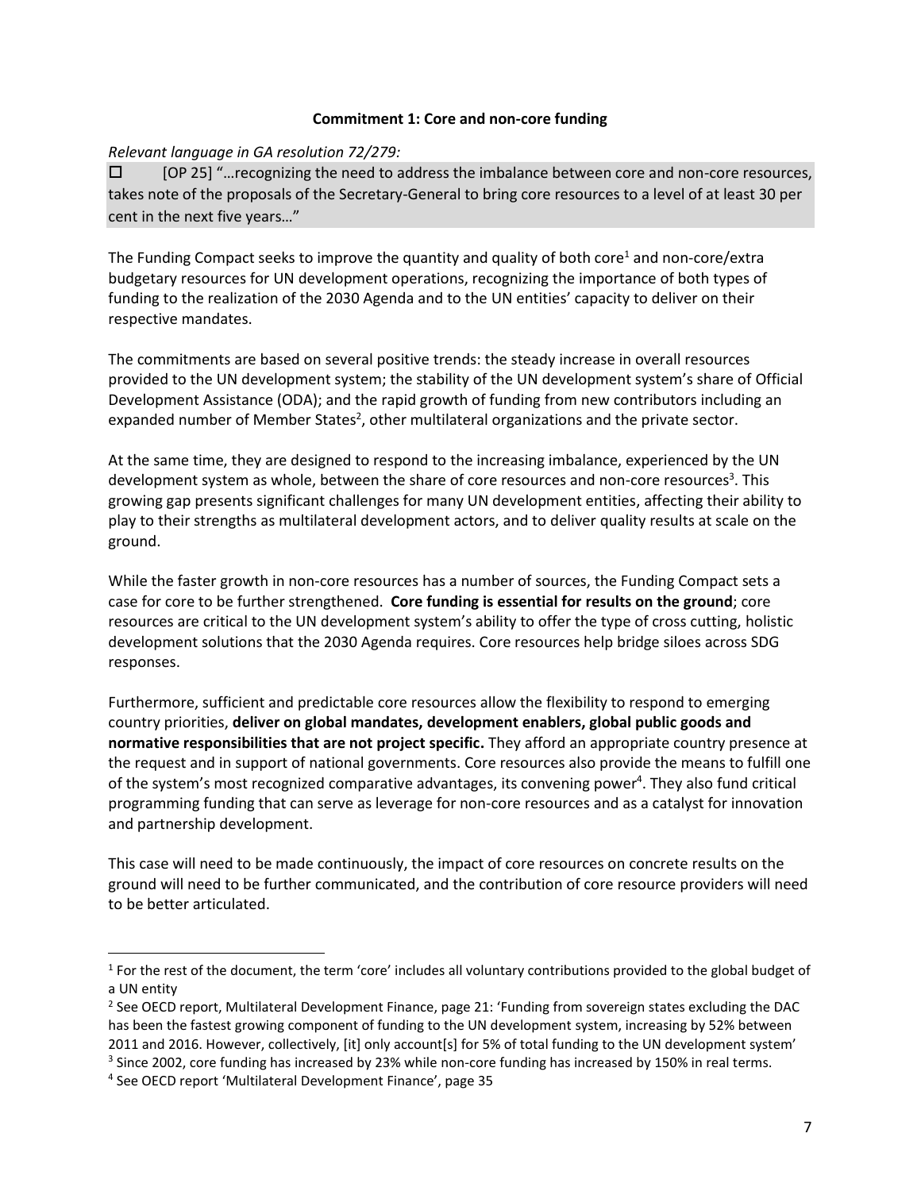**Commitment 1: Core and non-core funding**

*Relevant language in GA resolution 72/279:*

- [OP 25] "…recognizing the need to address the imbalance between core and non-core resources, takes note of the proposals of the Secretary-General to bring core resources to a level of at least 30 per cent in the next five years…"

The Funding Compact seeks to improve the quantity and quality of both core[1] and non-core/extra budgetary resources for UN development operations, recognizing the importance of both types of funding to the realization of the 2030 Agenda and to the UN entities' capacity to deliver on their respective mandates.

The commitments are based on several positive trends: the steady increase in overall resources provided to the UN development system; the stability of the UN development system's share of Official Development Assistance (ODA); and the rapid growth of funding from new contributors including an expanded number of Member States[2], other multilateral organizations and the private sector.

At the same time, they are designed to respond to the increasing imbalance, experienced by the UN development system as whole, between the share of core resources and non-core resources[3]. This growing gap presents significant challenges for many UN development entities, affecting their ability to play to their strengths as multilateral development actors, and to deliver quality results at scale on the ground.

While the faster growth in non-core resources has a number of sources, the Funding Compact sets a case for core to be further strengthened. **Core funding is essential for results on the ground**; core resources are critical to the UN development system's ability to offer the type of cross cutting, holistic development solutions that the 2030 Agenda requires. Core resources help bridge siloes across SDG responses.

Furthermore, sufficient and predictable core resources allow the flexibility to respond to emerging country priorities, **deliver on global mandates, development enablers, global public goods and normative responsibilities that are not project specific.** They afford an appropriate country presence at the request and in support of national governments. Core resources also provide the means to fulfill one of the system's most recognized comparative advantages, its convening power[4]. They also fund critical programming funding that can serve as leverage for non-core resources and as a catalyst for innovation and partnership development.

This case will need to be made continuously, the impact of core resources on concrete results on the ground will need to be further communicated, and the contribution of core resource providers will need to be better articulated.

---

[1] For the rest of the document, the term 'core' includes all voluntary contributions provided to the global budget of a UN entity

[2] See OECD report, Multilateral Development Finance, page 21: 'Funding from sovereign states excluding the DAC has been the fastest growing component of funding to the UN development system, increasing by 52% between 2011 and 2016. However, collectively, [it] only account[s] for 5% of total funding to the UN development system'

[3] Since 2002, core funding has increased by 23% while non-core funding has increased by 150% in real terms.

[4] See OECD report 'Multilateral Development Finance', page 35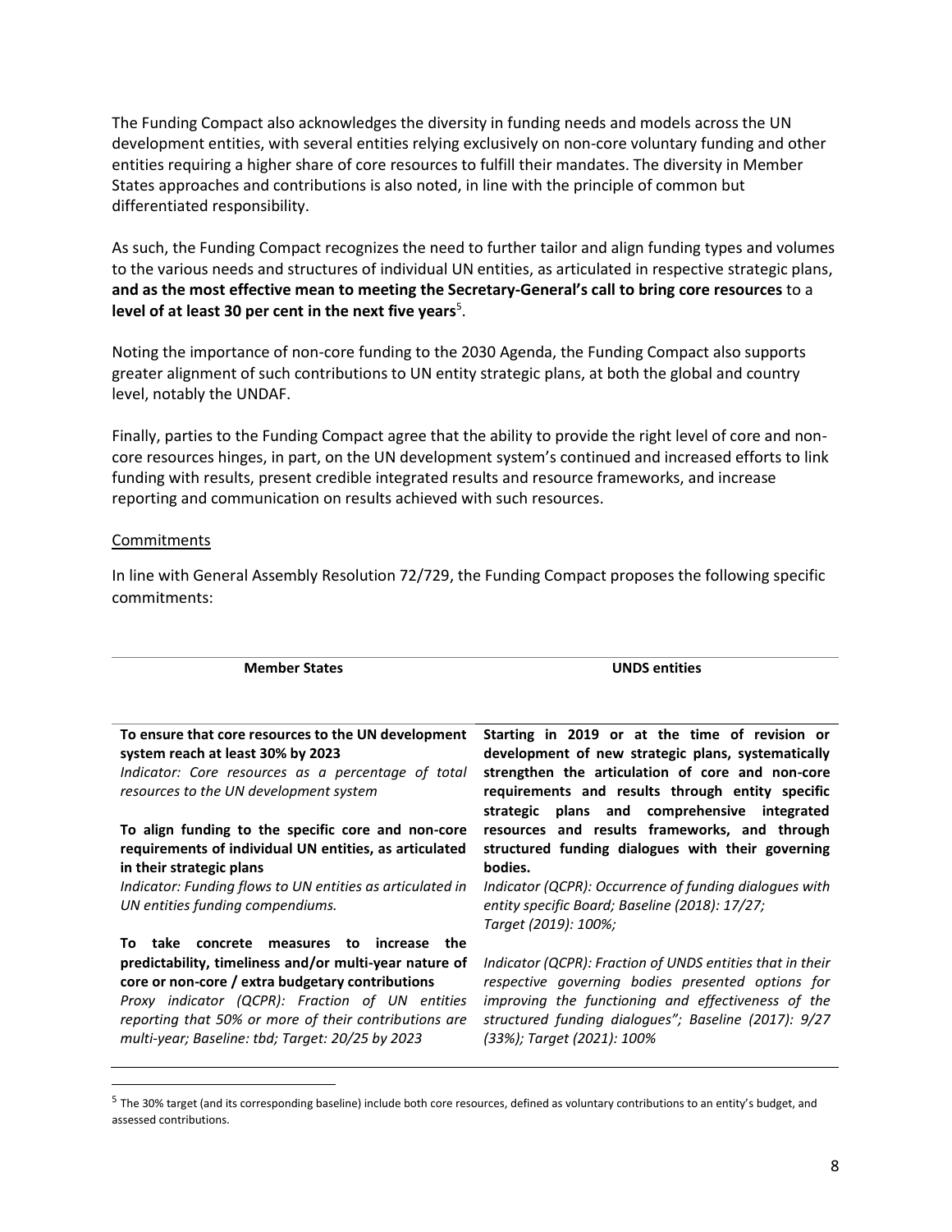The Funding Compact also acknowledges the diversity in funding needs and models across the UN development entities, with several entities relying exclusively on non-core voluntary funding and other entities requiring a higher share of core resources to fulfill their mandates. The diversity in Member States approaches and contributions is also noted, in line with the principle of common but differentiated responsibility.

As such, the Funding Compact recognizes the need to further tailor and align funding types and volumes to the various needs and structures of individual UN entities, as articulated in respective strategic plans, **and as the most effective mean to meeting the Secretary-General's call to bring core resources** to a **level of at least 30 per cent in the next five years**[5].

Noting the importance of non-core funding to the 2030 Agenda, the Funding Compact also supports greater alignment of such contributions to UN entity strategic plans, at both the global and country level, notably the UNDAF.

Finally, parties to the Funding Compact agree that the ability to provide the right level of core and non-core resources hinges, in part, on the UN development system's continued and increased efforts to link funding with results, present credible integrated results and resource frameworks, and increase reporting and communication on results achieved with such resources.

Commitments

In line with General Assembly Resolution 72/729, the Funding Compact proposes the following specific commitments:

| Member States | UNDS entities |
|---|---|
| **To ensure that core resources to the UN development system reach at least 30% by 2023**<br>*Indicator: Core resources as a percentage of total resources to the UN development system*<br><br>**To align funding to the specific core and non-core requirements of individual UN entities, as articulated in their strategic plans**<br>*Indicator: Funding flows to UN entities as articulated in UN entities funding compendiums.*<br><br>**To take concrete measures to increase the predictability, timeliness and/or multi-year nature of core or non-core / extra budgetary contributions**<br>*Proxy indicator (QCPR): Fraction of UN entities reporting that 50% or more of their contributions are multi-year; Baseline: tbd; Target: 20/25 by 2023* | **Starting in 2019 or at the time of revision or development of new strategic plans, systematically strengthen the articulation of core and non-core requirements and results through entity specific strategic plans and comprehensive integrated resources and results frameworks, and through structured funding dialogues with their governing bodies.**<br>*Indicator (QCPR): Occurrence of funding dialogues with entity specific Board; Baseline (2018): 17/27; Target (2019): 100%;*<br><br>*Indicator (QCPR): Fraction of UNDS entities that in their respective governing bodies presented options for improving the functioning and effectiveness of the structured funding dialogues"; Baseline (2017): 9/27 (33%); Target (2021): 100%* |

[5] The 30% target (and its corresponding baseline) include both core resources, defined as voluntary contributions to an entity's budget, and assessed contributions.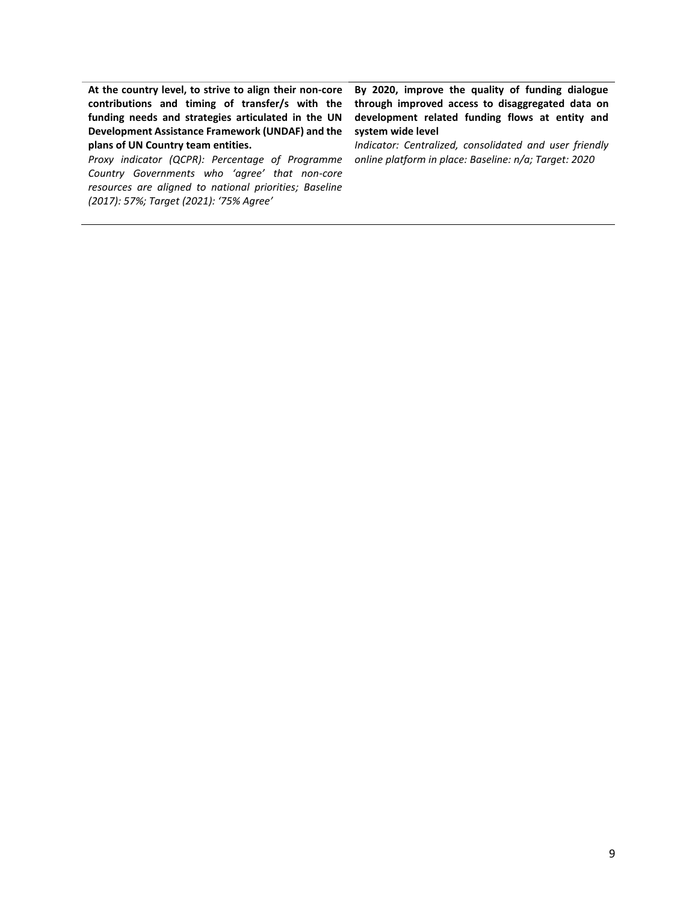| | |
|---|---|
| **At the country level, to strive to align their non-core contributions and timing of transfer/s with the funding needs and strategies articulated in the UN Development Assistance Framework (UNDAF) and the plans of UN Country team entities.**<br>*Proxy indicator (QCPR): Percentage of Programme Country Governments who 'agree' that non-core resources are aligned to national priorities; Baseline (2017): 57%; Target (2021): '75% Agree'* | **By 2020, improve the quality of funding dialogue through improved access to disaggregated data on development related funding flows at entity and system wide level**<br>*Indicator: Centralized, consolidated and user friendly online platform in place: Baseline: n/a; Target: 2020* |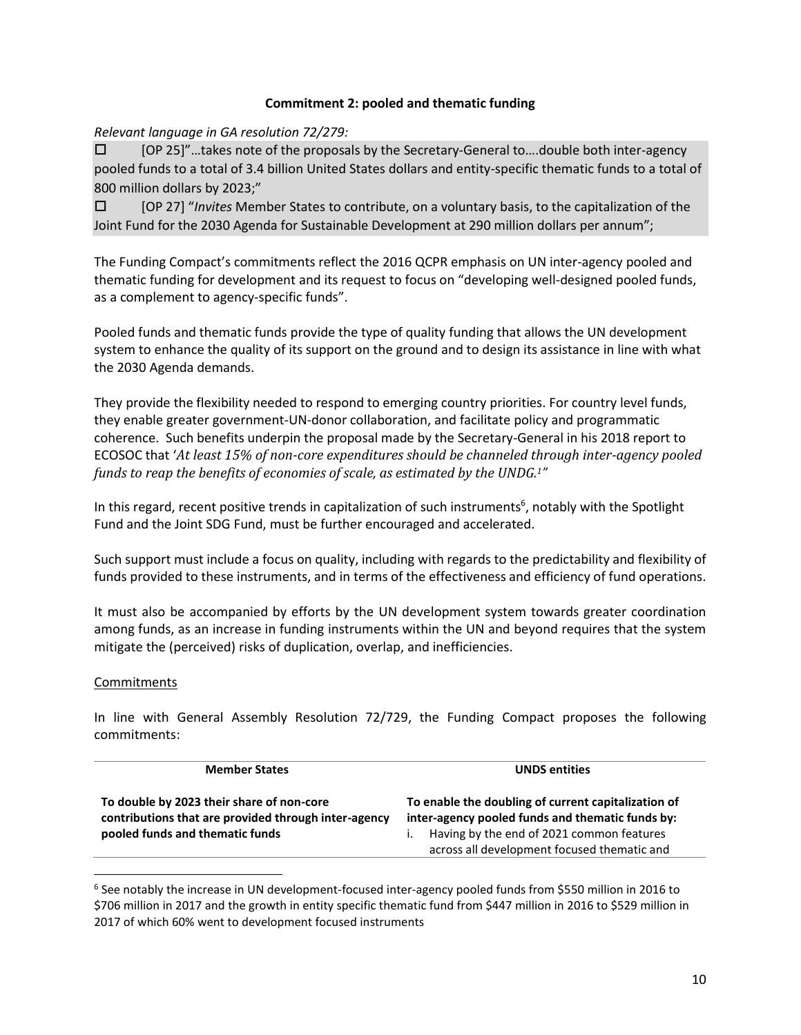**Commitment 2: pooled and thematic funding**

*Relevant language in GA resolution 72/279:*

☐ [OP 25]"…takes note of the proposals by the Secretary-General to….double both inter-agency pooled funds to a total of 3.4 billion United States dollars and entity-specific thematic funds to a total of 800 million dollars by 2023;"

☐ [OP 27] "*Invites* Member States to contribute, on a voluntary basis, to the capitalization of the Joint Fund for the 2030 Agenda for Sustainable Development at 290 million dollars per annum";

The Funding Compact's commitments reflect the 2016 QCPR emphasis on UN inter-agency pooled and thematic funding for development and its request to focus on "developing well-designed pooled funds, as a complement to agency-specific funds".

Pooled funds and thematic funds provide the type of quality funding that allows the UN development system to enhance the quality of its support on the ground and to design its assistance in line with what the 2030 Agenda demands.

They provide the flexibility needed to respond to emerging country priorities. For country level funds, they enable greater government-UN-donor collaboration, and facilitate policy and programmatic coherence. Such benefits underpin the proposal made by the Secretary-General in his 2018 report to ECOSOC that '*At least 15% of non-core expenditures should be channeled through inter-agency pooled funds to reap the benefits of economies of scale, as estimated by the UNDG.*[1]"

In this regard, recent positive trends in capitalization of such instruments[6], notably with the Spotlight Fund and the Joint SDG Fund, must be further encouraged and accelerated.

Such support must include a focus on quality, including with regards to the predictability and flexibility of funds provided to these instruments, and in terms of the effectiveness and efficiency of fund operations.

It must also be accompanied by efforts by the UN development system towards greater coordination among funds, as an increase in funding instruments within the UN and beyond requires that the system mitigate the (perceived) risks of duplication, overlap, and inefficiencies.

Commitments

In line with General Assembly Resolution 72/729, the Funding Compact proposes the following commitments:

| Member States | UNDS entities |
|---|---|
| **To double by 2023 their share of non-core contributions that are provided through inter-agency pooled funds and thematic funds** | **To enable the doubling of current capitalization of inter-agency pooled funds and thematic funds by:**<br>i. Having by the end of 2021 common features across all development focused thematic and |

[6] See notably the increase in UN development-focused inter-agency pooled funds from \$550 million in 2016 to \$706 million in 2017 and the growth in entity specific thematic fund from \$447 million in 2016 to \$529 million in 2017 of which 60% went to development focused instruments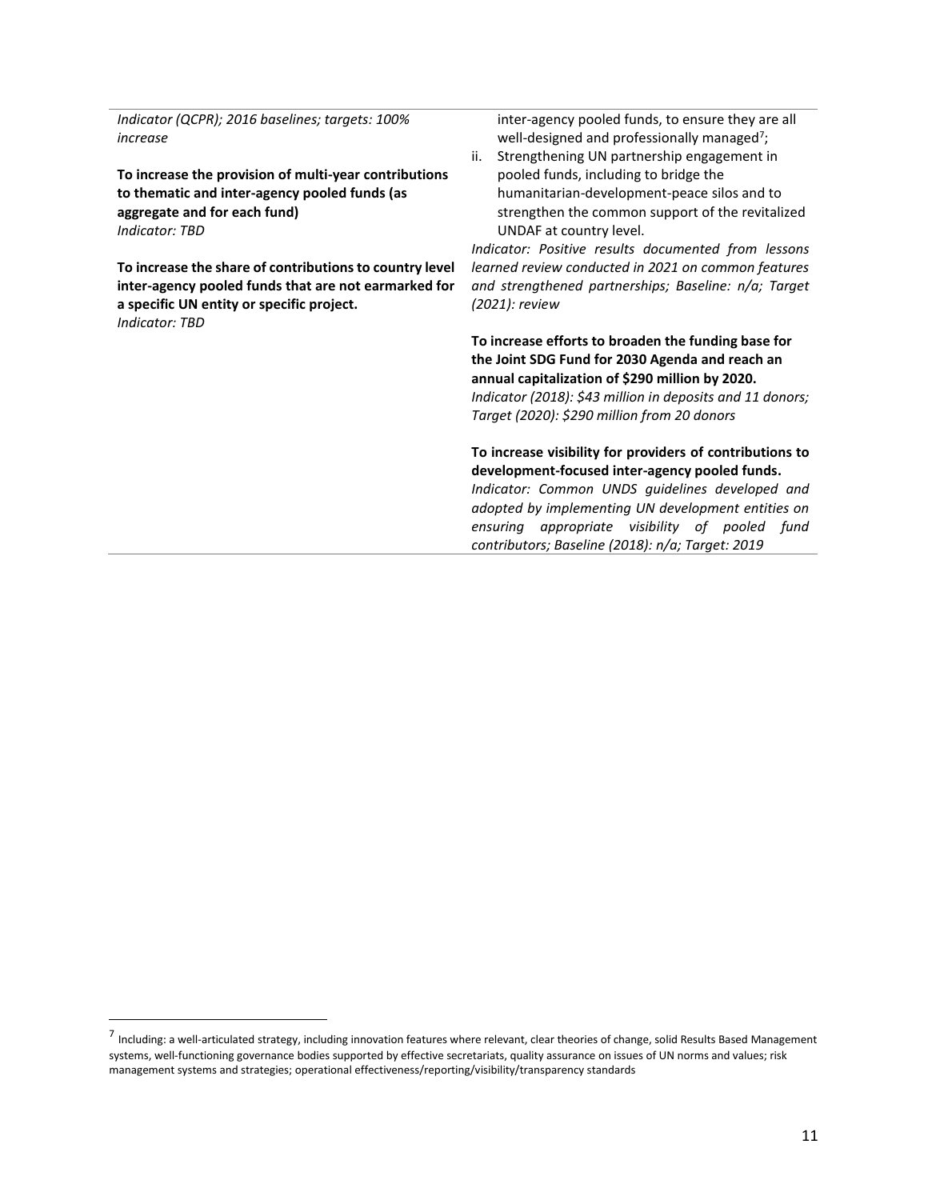*Indicator (QCPR); 2016 baselines; targets: 100% increase*

**To increase the provision of multi-year contributions to thematic and inter-agency pooled funds (as aggregate and for each fund)**
*Indicator: TBD*

**To increase the share of contributions to country level inter-agency pooled funds that are not earmarked for a specific UN entity or specific project.**
*Indicator: TBD*

inter-agency pooled funds, to ensure they are all well-designed and professionally managed[7];

ii. Strengthening UN partnership engagement in pooled funds, including to bridge the humanitarian-development-peace silos and to strengthen the common support of the revitalized UNDAF at country level.

*Indicator: Positive results documented from lessons learned review conducted in 2021 on common features and strengthened partnerships; Baseline: n/a; Target (2021): review*

**To increase efforts to broaden the funding base for the Joint SDG Fund for 2030 Agenda and reach an annual capitalization of $290 million by 2020.**
*Indicator (2018): $43 million in deposits and 11 donors; Target (2020): $290 million from 20 donors*

**To increase visibility for providers of contributions to development-focused inter-agency pooled funds.**
*Indicator: Common UNDS guidelines developed and adopted by implementing UN development entities on ensuring appropriate visibility of pooled fund contributors; Baseline (2018): n/a; Target: 2019*

---

[7] Including: a well-articulated strategy, including innovation features where relevant, clear theories of change, solid Results Based Management systems, well-functioning governance bodies supported by effective secretariats, quality assurance on issues of UN norms and values; risk management systems and strategies; operational effectiveness/reporting/visibility/transparency standards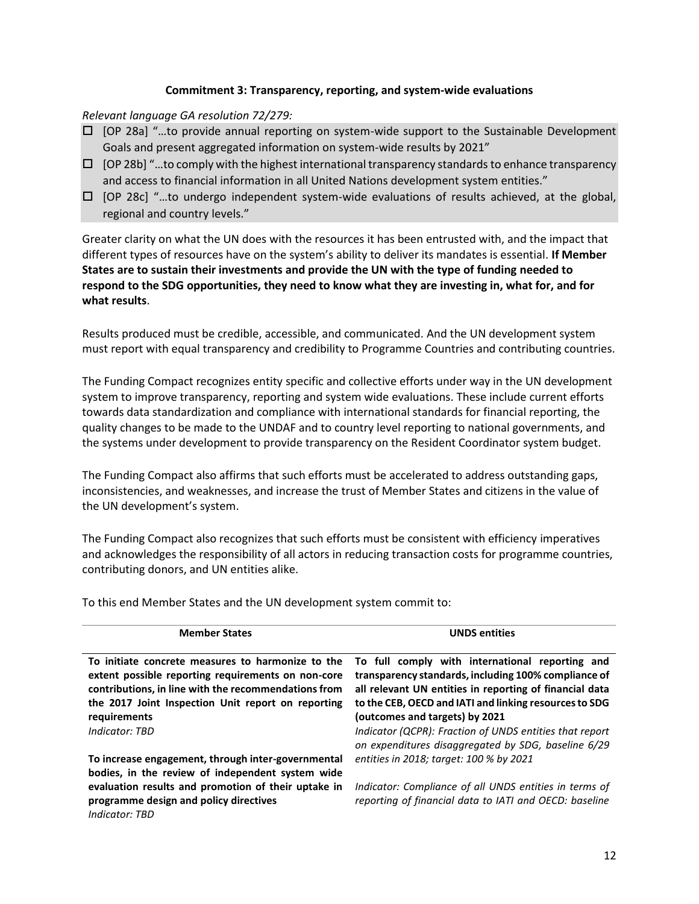### Commitment 3: Transparency, reporting, and system-wide evaluations

*Relevant language GA resolution 72/279:*

- ☐ [OP 28a] "…to provide annual reporting on system-wide support to the Sustainable Development Goals and present aggregated information on system-wide results by 2021"
- ☐ [OP 28b] "…to comply with the highest international transparency standards to enhance transparency and access to financial information in all United Nations development system entities."
- ☐ [OP 28c] "…to undergo independent system-wide evaluations of results achieved, at the global, regional and country levels."

Greater clarity on what the UN does with the resources it has been entrusted with, and the impact that different types of resources have on the system's ability to deliver its mandates is essential. **If Member States are to sustain their investments and provide the UN with the type of funding needed to respond to the SDG opportunities, they need to know what they are investing in, what for, and for what results**.

Results produced must be credible, accessible, and communicated. And the UN development system must report with equal transparency and credibility to Programme Countries and contributing countries.

The Funding Compact recognizes entity specific and collective efforts under way in the UN development system to improve transparency, reporting and system wide evaluations. These include current efforts towards data standardization and compliance with international standards for financial reporting, the quality changes to be made to the UNDAF and to country level reporting to national governments, and the systems under development to provide transparency on the Resident Coordinator system budget.

The Funding Compact also affirms that such efforts must be accelerated to address outstanding gaps, inconsistencies, and weaknesses, and increase the trust of Member States and citizens in the value of the UN development's system.

The Funding Compact also recognizes that such efforts must be consistent with efficiency imperatives and acknowledges the responsibility of all actors in reducing transaction costs for programme countries, contributing donors, and UN entities alike.

To this end Member States and the UN development system commit to:

| Member States | UNDS entities |
|---|---|
| **To initiate concrete measures to harmonize to the extent possible reporting requirements on non-core contributions, in line with the recommendations from the 2017 Joint Inspection Unit report on reporting requirements**<br>*Indicator: TBD*<br><br>**To increase engagement, through inter-governmental bodies, in the review of independent system wide evaluation results and promotion of their uptake in programme design and policy directives**<br>*Indicator: TBD* | **To full comply with international reporting and transparency standards, including 100% compliance of all relevant UN entities in reporting of financial data to the CEB, OECD and IATI and linking resources to SDG (outcomes and targets) by 2021**<br>*Indicator (QCPR): Fraction of UNDS entities that report on expenditures disaggregated by SDG, baseline 6/29 entities in 2018; target: 100 % by 2021*<br><br>*Indicator: Compliance of all UNDS entities in terms of reporting of financial data to IATI and OECD: baseline* |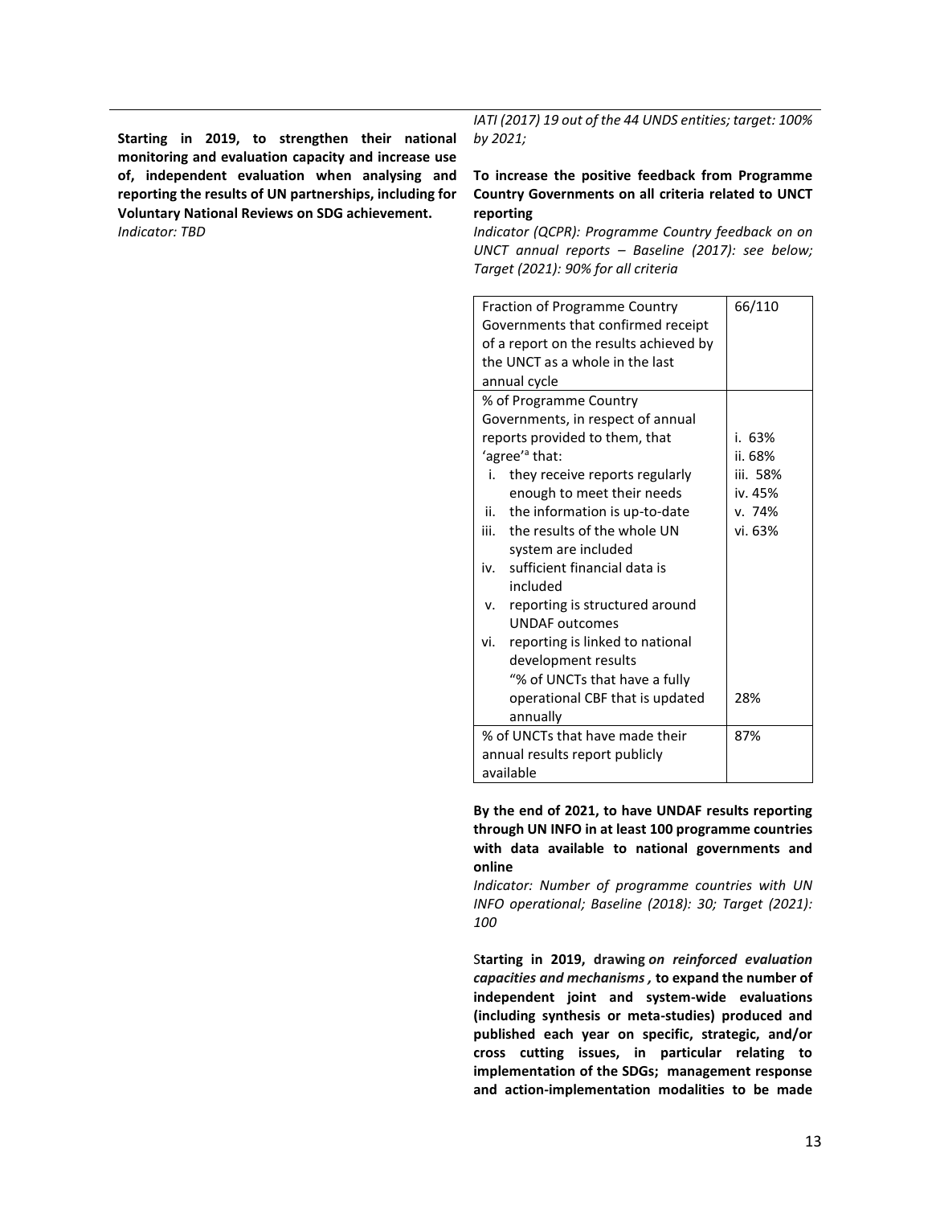**Starting in 2019, to strengthen their national monitoring and evaluation capacity and increase use of, independent evaluation when analysing and reporting the results of UN partnerships, including for Voluntary National Reviews on SDG achievement.**
*Indicator: TBD*

*IATI (2017) 19 out of the 44 UNDS entities; target: 100% by 2021;*

**To increase the positive feedback from Programme Country Governments on all criteria related to UNCT reporting**
*Indicator (QCPR): Programme Country feedback on on UNCT annual reports – Baseline (2017): see below; Target (2021): 90% for all criteria*

| Fraction of Programme Country Governments that confirmed receipt of a report on the results achieved by the UNCT as a whole in the last annual cycle | 66/110 |
|---|---|
| % of Programme Country Governments, in respect of annual reports provided to them, that 'agree'[a] that:<br>i. they receive reports regularly enough to meet their needs<br>ii. the information is up-to-date<br>iii. the results of the whole UN system are included<br>iv. sufficient financial data is included<br>v. reporting is structured around UNDAF outcomes<br>vi. reporting is linked to national development results<br>"% of UNCTs that have a fully operational CBF that is updated annually | i. 63%<br>ii. 68%<br>iii. 58%<br>iv. 45%<br>v. 74%<br>vi. 63%<br><br>28% |
| % of UNCTs that have made their annual results report publicly available | 87% |

**By the end of 2021, to have UNDAF results reporting through UN INFO in at least 100 programme countries with data available to national governments and online**
*Indicator: Number of programme countries with UN INFO operational; Baseline (2018): 30; Target (2021): 100*

S**tarting in 2019, drawing** ***on reinforced evaluation capacities and mechanisms ,*** **to expand the number of independent joint and system-wide evaluations (including synthesis or meta-studies) produced and published each year on specific, strategic, and/or cross cutting issues, in particular relating to implementation of the SDGs; management response and action-implementation modalities to be made**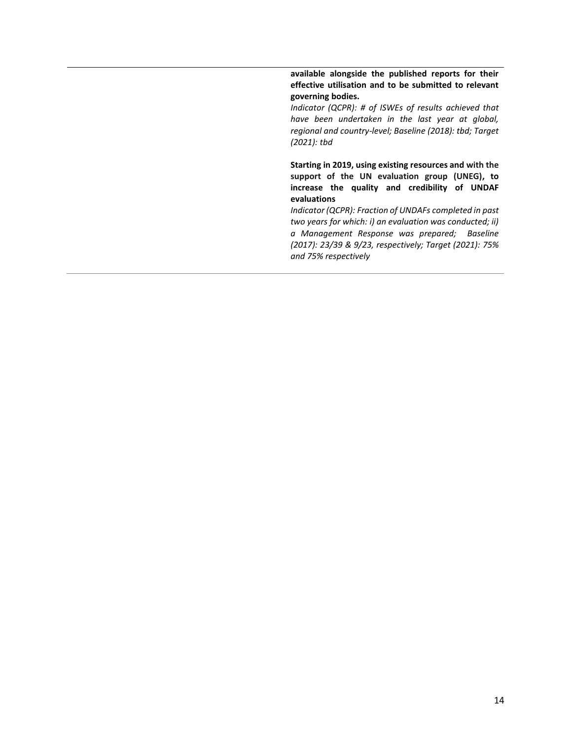| | |
|---|---|
| | **available alongside the published reports for their effective utilisation and to be submitted to relevant governing bodies.**<br>*Indicator (QCPR): # of ISWEs of results achieved that have been undertaken in the last year at global, regional and country-level; Baseline (2018): tbd; Target (2021): tbd*<br><br>**Starting in 2019, using existing resources and with the support of the UN evaluation group (UNEG), to increase the quality and credibility of UNDAF evaluations**<br>*Indicator (QCPR): Fraction of UNDAFs completed in past two years for which: i) an evaluation was conducted; ii) a Management Response was prepared; Baseline (2017): 23/39 & 9/23, respectively; Target (2021): 75% and 75% respectively* |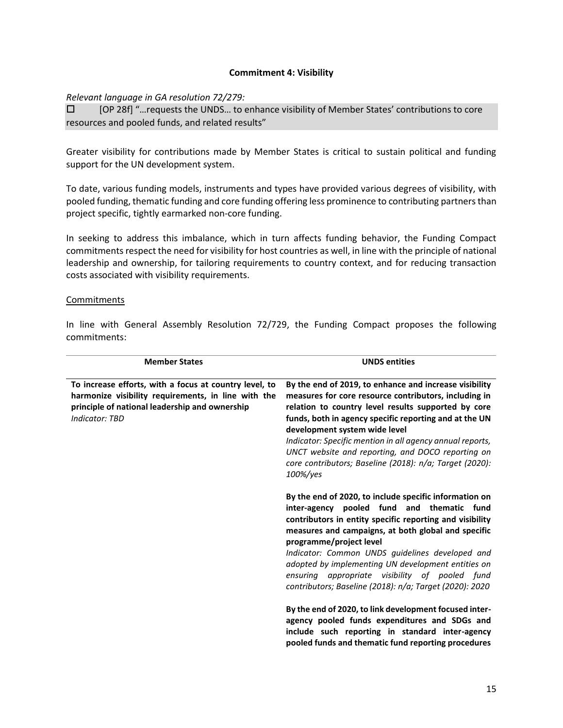### Commitment 4: Visibility

*Relevant language in GA resolution 72/279:*

- [OP 28f] "…requests the UNDS… to enhance visibility of Member States' contributions to core resources and pooled funds, and related results"

Greater visibility for contributions made by Member States is critical to sustain political and funding support for the UN development system.

To date, various funding models, instruments and types have provided various degrees of visibility, with pooled funding, thematic funding and core funding offering less prominence to contributing partners than project specific, tightly earmarked non-core funding.

In seeking to address this imbalance, which in turn affects funding behavior, the Funding Compact commitments respect the need for visibility for host countries as well, in line with the principle of national leadership and ownership, for tailoring requirements to country context, and for reducing transaction costs associated with visibility requirements.

Commitments

In line with General Assembly Resolution 72/729, the Funding Compact proposes the following commitments:

| Member States | UNDS entities |
|---|---|
| **To increase efforts, with a focus at country level, to harmonize visibility requirements, in line with the principle of national leadership and ownership**<br>*Indicator: TBD* | **By the end of 2019, to enhance and increase visibility measures for core resource contributors, including in relation to country level results supported by core funds, both in agency specific reporting and at the UN development system wide level**<br>*Indicator: Specific mention in all agency annual reports, UNCT website and reporting, and DOCO reporting on core contributors; Baseline (2018): n/a; Target (2020): 100%/yes* |
| | **By the end of 2020, to include specific information on inter-agency pooled fund and thematic fund contributors in entity specific reporting and visibility measures and campaigns, at both global and specific programme/project level**<br>*Indicator: Common UNDS guidelines developed and adopted by implementing UN development entities on ensuring appropriate visibility of pooled fund contributors; Baseline (2018): n/a; Target (2020): 2020* |
| | **By the end of 2020, to link development focused inter-agency pooled funds expenditures and SDGs and include such reporting in standard inter-agency pooled funds and thematic fund reporting procedures** |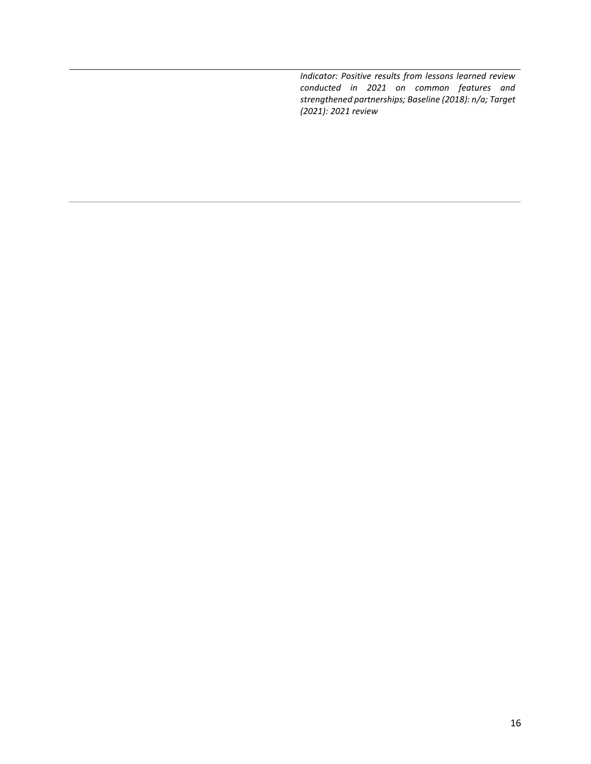| | |
|---|---|
| | *Indicator: Positive results from lessons learned review conducted in 2021 on common features and strengthened partnerships; Baseline (2018): n/a; Target (2021): 2021 review* |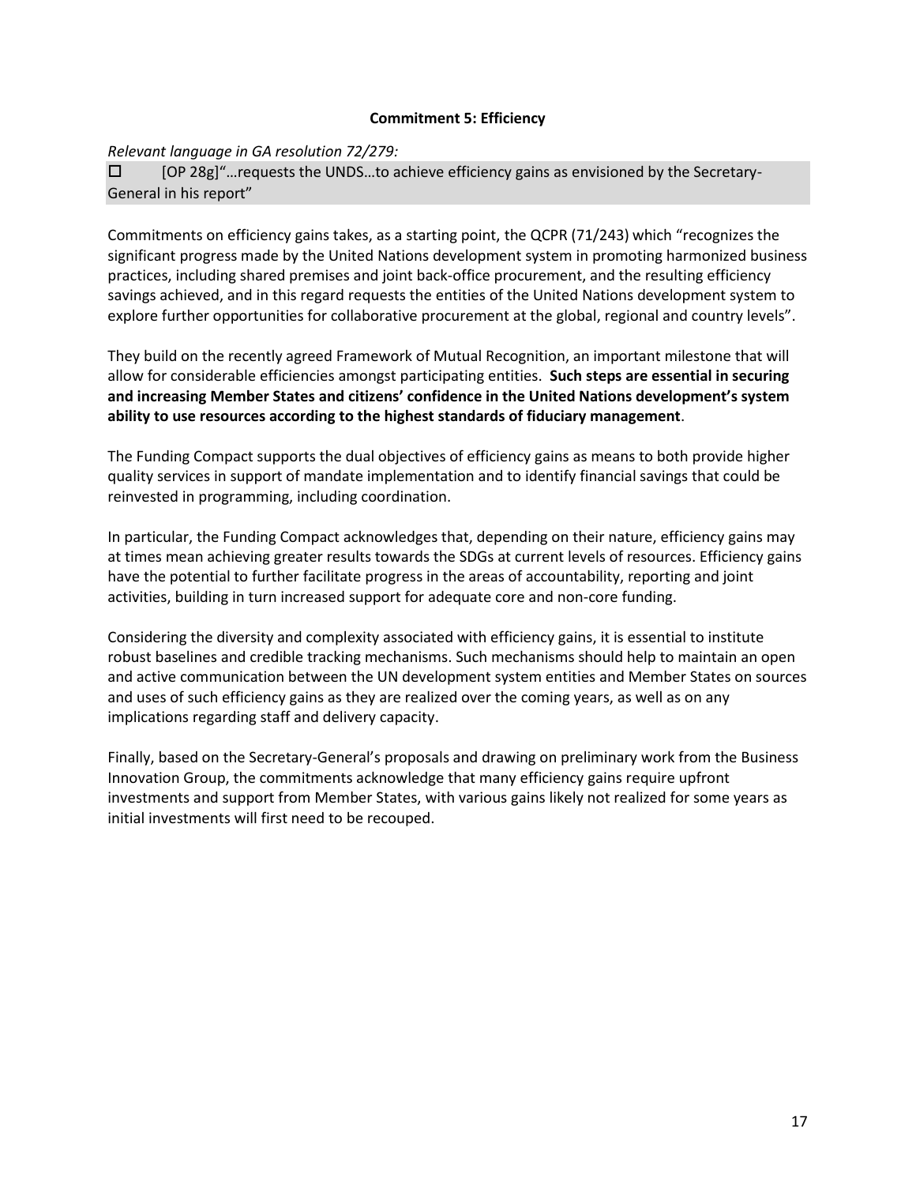**Commitment 5: Efficiency**

*Relevant language in GA resolution 72/279:*

☐ [OP 28g]"…requests the UNDS…to achieve efficiency gains as envisioned by the Secretary-General in his report"

Commitments on efficiency gains takes, as a starting point, the QCPR (71/243) which "recognizes the significant progress made by the United Nations development system in promoting harmonized business practices, including shared premises and joint back-office procurement, and the resulting efficiency savings achieved, and in this regard requests the entities of the United Nations development system to explore further opportunities for collaborative procurement at the global, regional and country levels".

They build on the recently agreed Framework of Mutual Recognition, an important milestone that will allow for considerable efficiencies amongst participating entities. **Such steps are essential in securing and increasing Member States and citizens' confidence in the United Nations development's system ability to use resources according to the highest standards of fiduciary management**.

The Funding Compact supports the dual objectives of efficiency gains as means to both provide higher quality services in support of mandate implementation and to identify financial savings that could be reinvested in programming, including coordination.

In particular, the Funding Compact acknowledges that, depending on their nature, efficiency gains may at times mean achieving greater results towards the SDGs at current levels of resources. Efficiency gains have the potential to further facilitate progress in the areas of accountability, reporting and joint activities, building in turn increased support for adequate core and non-core funding.

Considering the diversity and complexity associated with efficiency gains, it is essential to institute robust baselines and credible tracking mechanisms. Such mechanisms should help to maintain an open and active communication between the UN development system entities and Member States on sources and uses of such efficiency gains as they are realized over the coming years, as well as on any implications regarding staff and delivery capacity.

Finally, based on the Secretary-General's proposals and drawing on preliminary work from the Business Innovation Group, the commitments acknowledge that many efficiency gains require upfront investments and support from Member States, with various gains likely not realized for some years as initial investments will first need to be recouped.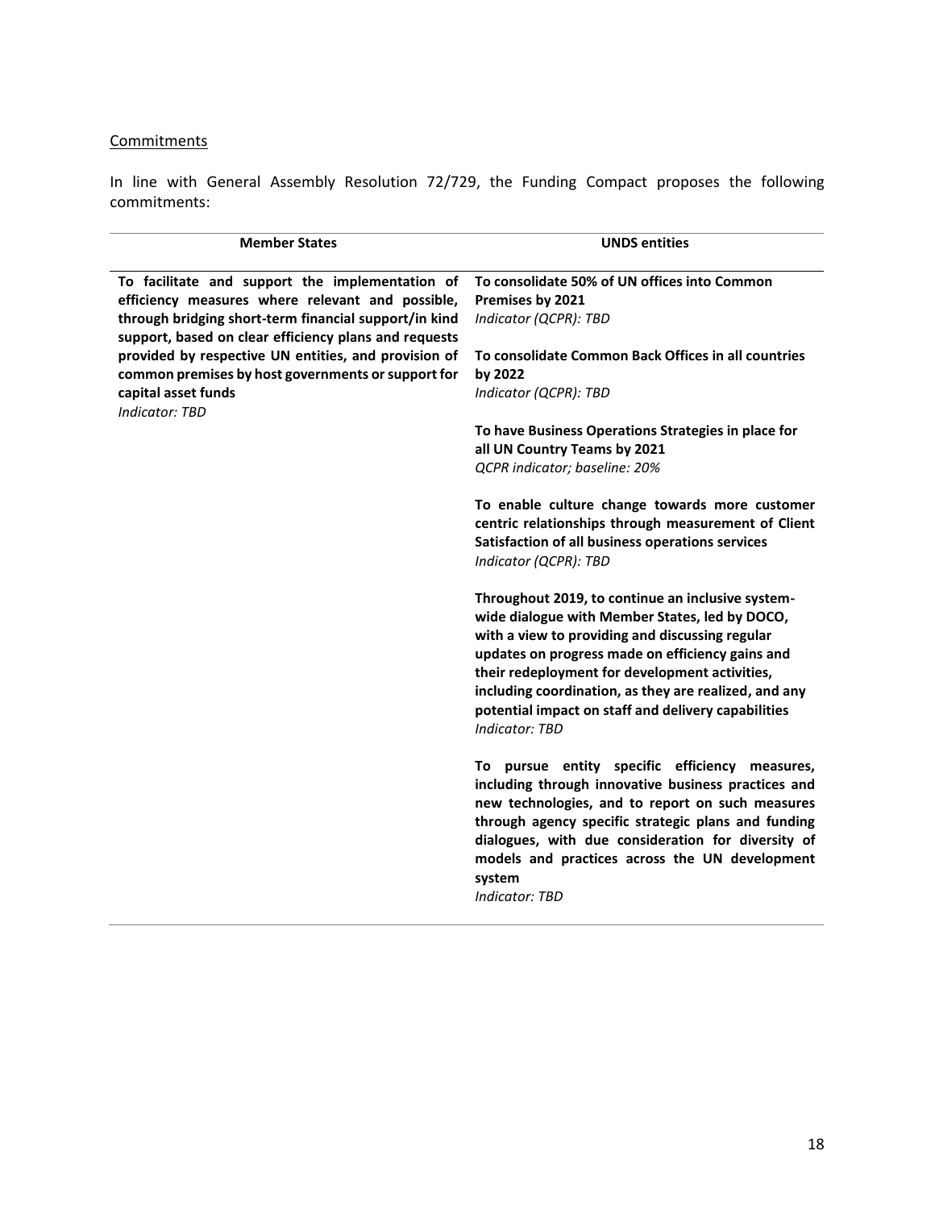<u>Commitments</u>

In line with General Assembly Resolution 72/729, the Funding Compact proposes the following commitments:

| Member States | UNDS entities |
|---|---|
| **To facilitate and support the implementation of efficiency measures where relevant and possible, through bridging short-term financial support/in kind support, based on clear efficiency plans and requests provided by respective UN entities, and provision of common premises by host governments or support for capital asset funds**<br>*Indicator: TBD* | **To consolidate 50% of UN offices into Common Premises by 2021**<br>*Indicator (QCPR): TBD*<br><br>**To consolidate Common Back Offices in all countries by 2022**<br>*Indicator (QCPR): TBD*<br><br>**To have Business Operations Strategies in place for all UN Country Teams by 2021**<br>*QCPR indicator; baseline: 20%*<br><br>**To enable culture change towards more customer centric relationships through measurement of Client Satisfaction of all business operations services**<br>*Indicator (QCPR): TBD*<br><br>**Throughout 2019, to continue an inclusive system-wide dialogue with Member States, led by DOCO, with a view to providing and discussing regular updates on progress made on efficiency gains and their redeployment for development activities, including coordination, as they are realized, and any potential impact on staff and delivery capabilities**<br>*Indicator: TBD*<br><br>**To pursue entity specific efficiency measures, including through innovative business practices and new technologies, and to report on such measures through agency specific strategic plans and funding dialogues, with due consideration for diversity of models and practices across the UN development system**<br>*Indicator: TBD* |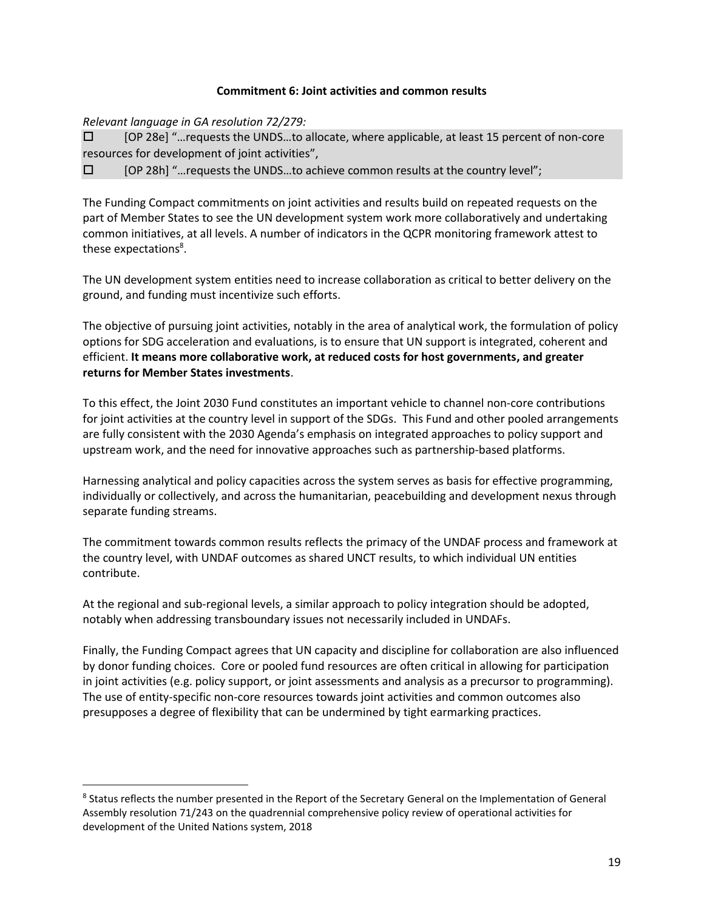**Commitment 6: Joint activities and common results**

*Relevant language in GA resolution 72/279:*

- ☐ [OP 28e] "…requests the UNDS…to allocate, where applicable, at least 15 percent of non-core resources for development of joint activities",
- ☐ [OP 28h] "…requests the UNDS…to achieve common results at the country level";

The Funding Compact commitments on joint activities and results build on repeated requests on the part of Member States to see the UN development system work more collaboratively and undertaking common initiatives, at all levels. A number of indicators in the QCPR monitoring framework attest to these expectations[8].

The UN development system entities need to increase collaboration as critical to better delivery on the ground, and funding must incentivize such efforts.

The objective of pursuing joint activities, notably in the area of analytical work, the formulation of policy options for SDG acceleration and evaluations, is to ensure that UN support is integrated, coherent and efficient. **It means more collaborative work, at reduced costs for host governments, and greater returns for Member States investments**.

To this effect, the Joint 2030 Fund constitutes an important vehicle to channel non-core contributions for joint activities at the country level in support of the SDGs. This Fund and other pooled arrangements are fully consistent with the 2030 Agenda's emphasis on integrated approaches to policy support and upstream work, and the need for innovative approaches such as partnership-based platforms.

Harnessing analytical and policy capacities across the system serves as basis for effective programming, individually or collectively, and across the humanitarian, peacebuilding and development nexus through separate funding streams.

The commitment towards common results reflects the primacy of the UNDAF process and framework at the country level, with UNDAF outcomes as shared UNCT results, to which individual UN entities contribute.

At the regional and sub-regional levels, a similar approach to policy integration should be adopted, notably when addressing transboundary issues not necessarily included in UNDAFs.

Finally, the Funding Compact agrees that UN capacity and discipline for collaboration are also influenced by donor funding choices. Core or pooled fund resources are often critical in allowing for participation in joint activities (e.g. policy support, or joint assessments and analysis as a precursor to programming). The use of entity-specific non-core resources towards joint activities and common outcomes also presupposes a degree of flexibility that can be undermined by tight earmarking practices.

---

[8] Status reflects the number presented in the Report of the Secretary General on the Implementation of General Assembly resolution 71/243 on the quadrennial comprehensive policy review of operational activities for development of the United Nations system, 2018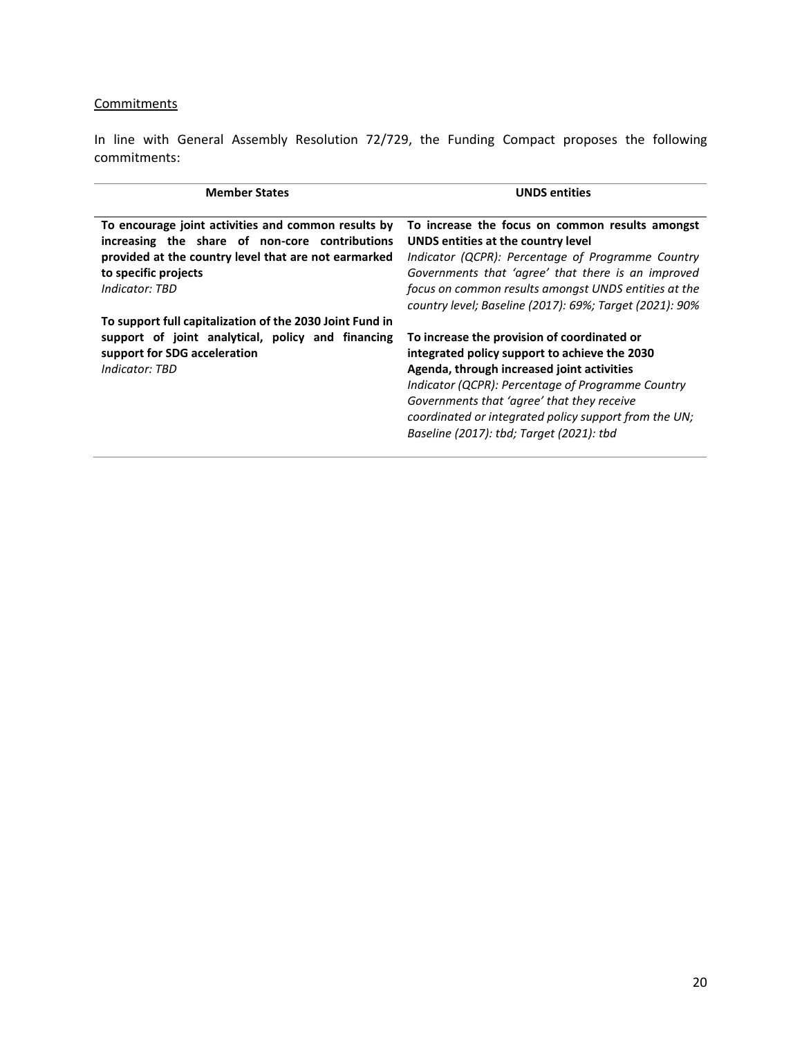<u>Commitments</u>

In line with General Assembly Resolution 72/729, the Funding Compact proposes the following commitments:

| Member States | UNDS entities |
|---|---|
| **To encourage joint activities and common results by increasing the share of non-core contributions provided at the country level that are not earmarked to specific projects**<br>*Indicator: TBD* | **To increase the focus on common results amongst UNDS entities at the country level**<br>*Indicator (QCPR): Percentage of Programme Country Governments that 'agree' that there is an improved focus on common results amongst UNDS entities at the country level; Baseline (2017): 69%; Target (2021): 90%* |
| **To support full capitalization of the 2030 Joint Fund in support of joint analytical, policy and financing support for SDG acceleration**<br>*Indicator: TBD* | **To increase the provision of coordinated or integrated policy support to achieve the 2030 Agenda, through increased joint activities**<br>*Indicator (QCPR): Percentage of Programme Country Governments that 'agree' that they receive coordinated or integrated policy support from the UN; Baseline (2017): tbd; Target (2021): tbd* |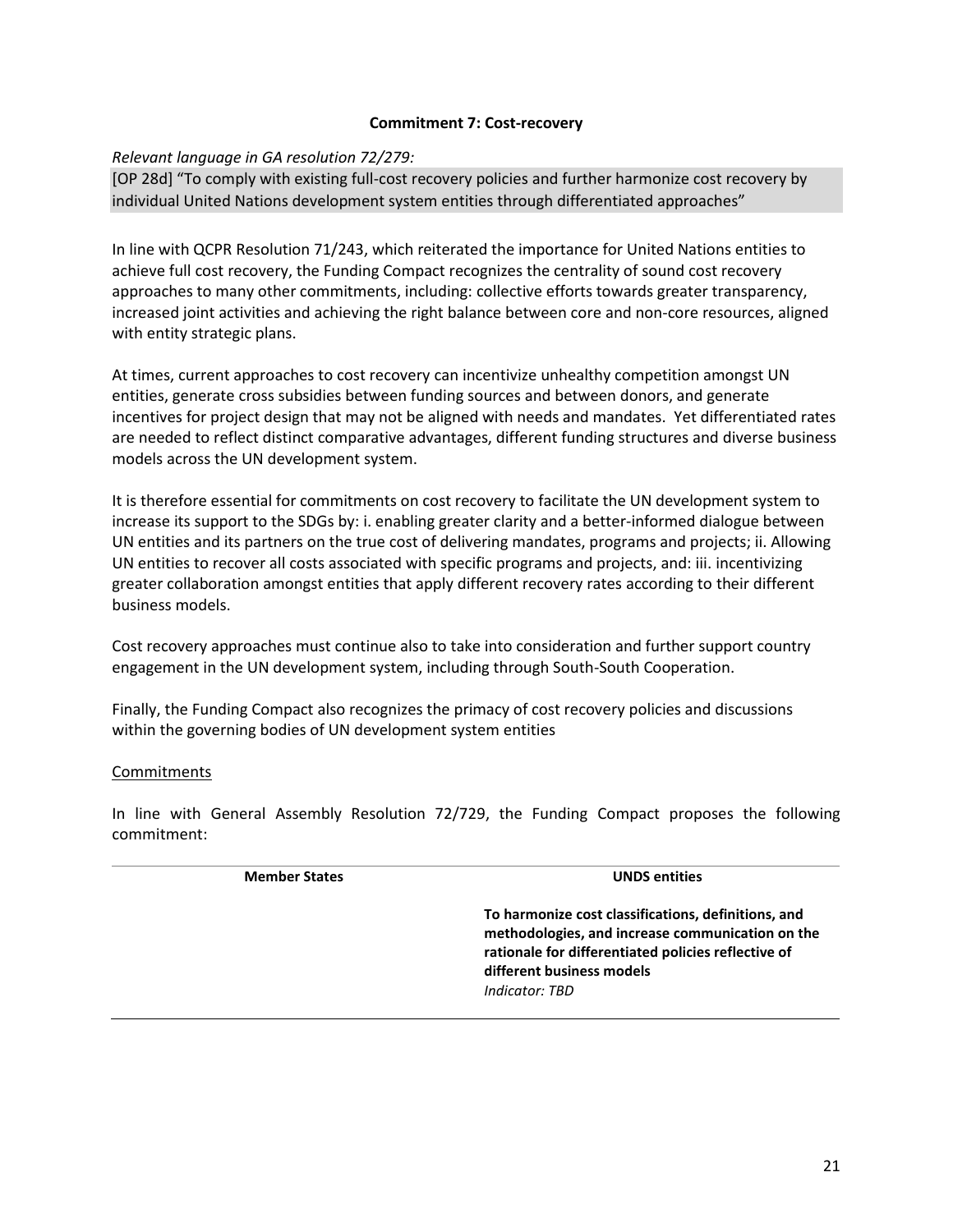## Commitment 7: Cost-recovery

*Relevant language in GA resolution 72/279:*

[OP 28d] "To comply with existing full-cost recovery policies and further harmonize cost recovery by individual United Nations development system entities through differentiated approaches"

In line with QCPR Resolution 71/243, which reiterated the importance for United Nations entities to achieve full cost recovery, the Funding Compact recognizes the centrality of sound cost recovery approaches to many other commitments, including: collective efforts towards greater transparency, increased joint activities and achieving the right balance between core and non-core resources, aligned with entity strategic plans.

At times, current approaches to cost recovery can incentivize unhealthy competition amongst UN entities, generate cross subsidies between funding sources and between donors, and generate incentives for project design that may not be aligned with needs and mandates. Yet differentiated rates are needed to reflect distinct comparative advantages, different funding structures and diverse business models across the UN development system.

It is therefore essential for commitments on cost recovery to facilitate the UN development system to increase its support to the SDGs by: i. enabling greater clarity and a better-informed dialogue between UN entities and its partners on the true cost of delivering mandates, programs and projects; ii. Allowing UN entities to recover all costs associated with specific programs and projects, and: iii. incentivizing greater collaboration amongst entities that apply different recovery rates according to their different business models.

Cost recovery approaches must continue also to take into consideration and further support country engagement in the UN development system, including through South-South Cooperation.

Finally, the Funding Compact also recognizes the primacy of cost recovery policies and discussions within the governing bodies of UN development system entities

<u>Commitments</u>

In line with General Assembly Resolution 72/729, the Funding Compact proposes the following commitment:

| Member States | UNDS entities |
|---|---|
| | **To harmonize cost classifications, definitions, and methodologies, and increase communication on the rationale for differentiated policies reflective of different business models**<br>*Indicator: TBD* |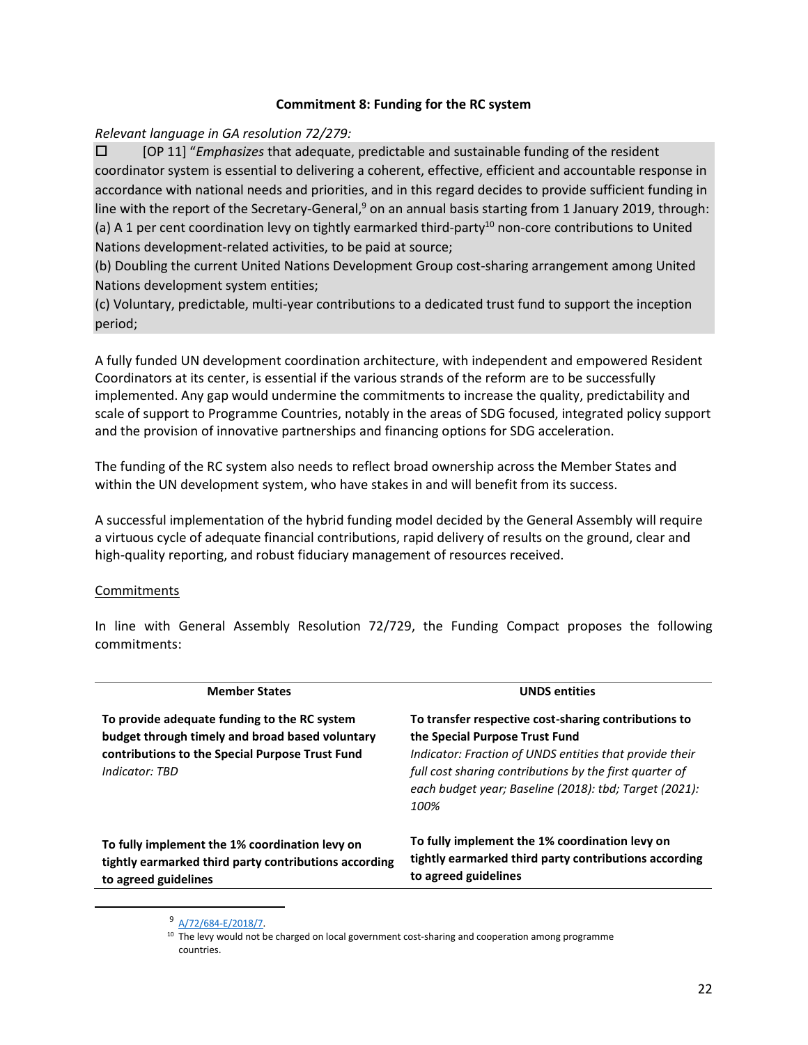**Commitment 8: Funding for the RC system**

*Relevant language in GA resolution 72/279:*

☐ [OP 11] "*Emphasizes* that adequate, predictable and sustainable funding of the resident coordinator system is essential to delivering a coherent, effective, efficient and accountable response in accordance with national needs and priorities, and in this regard decides to provide sufficient funding in line with the report of the Secretary-General,[9] on an annual basis starting from 1 January 2019, through:
(a) A 1 per cent coordination levy on tightly earmarked third-party[10] non-core contributions to United Nations development-related activities, to be paid at source;
(b) Doubling the current United Nations Development Group cost-sharing arrangement among United Nations development system entities;
(c) Voluntary, predictable, multi-year contributions to a dedicated trust fund to support the inception period;

A fully funded UN development coordination architecture, with independent and empowered Resident Coordinators at its center, is essential if the various strands of the reform are to be successfully implemented. Any gap would undermine the commitments to increase the quality, predictability and scale of support to Programme Countries, notably in the areas of SDG focused, integrated policy support and the provision of innovative partnerships and financing options for SDG acceleration.

The funding of the RC system also needs to reflect broad ownership across the Member States and within the UN development system, who have stakes in and will benefit from its success.

A successful implementation of the hybrid funding model decided by the General Assembly will require a virtuous cycle of adequate financial contributions, rapid delivery of results on the ground, clear and high-quality reporting, and robust fiduciary management of resources received.

Commitments

In line with General Assembly Resolution 72/729, the Funding Compact proposes the following commitments:

| Member States | UNDS entities |
| --- | --- |
| **To provide adequate funding to the RC system budget through timely and broad based voluntary contributions to the Special Purpose Trust Fund**<br>*Indicator: TBD* | **To transfer respective cost-sharing contributions to the Special Purpose Trust Fund**<br>*Indicator: Fraction of UNDS entities that provide their full cost sharing contributions by the first quarter of each budget year; Baseline (2018): tbd; Target (2021): 100%* |
| **To fully implement the 1% coordination levy on tightly earmarked third party contributions according to agreed guidelines** | **To fully implement the 1% coordination levy on tightly earmarked third party contributions according to agreed guidelines** |

[9] A/72/684-E/2018/7.

[10] The levy would not be charged on local government cost-sharing and cooperation among programme countries.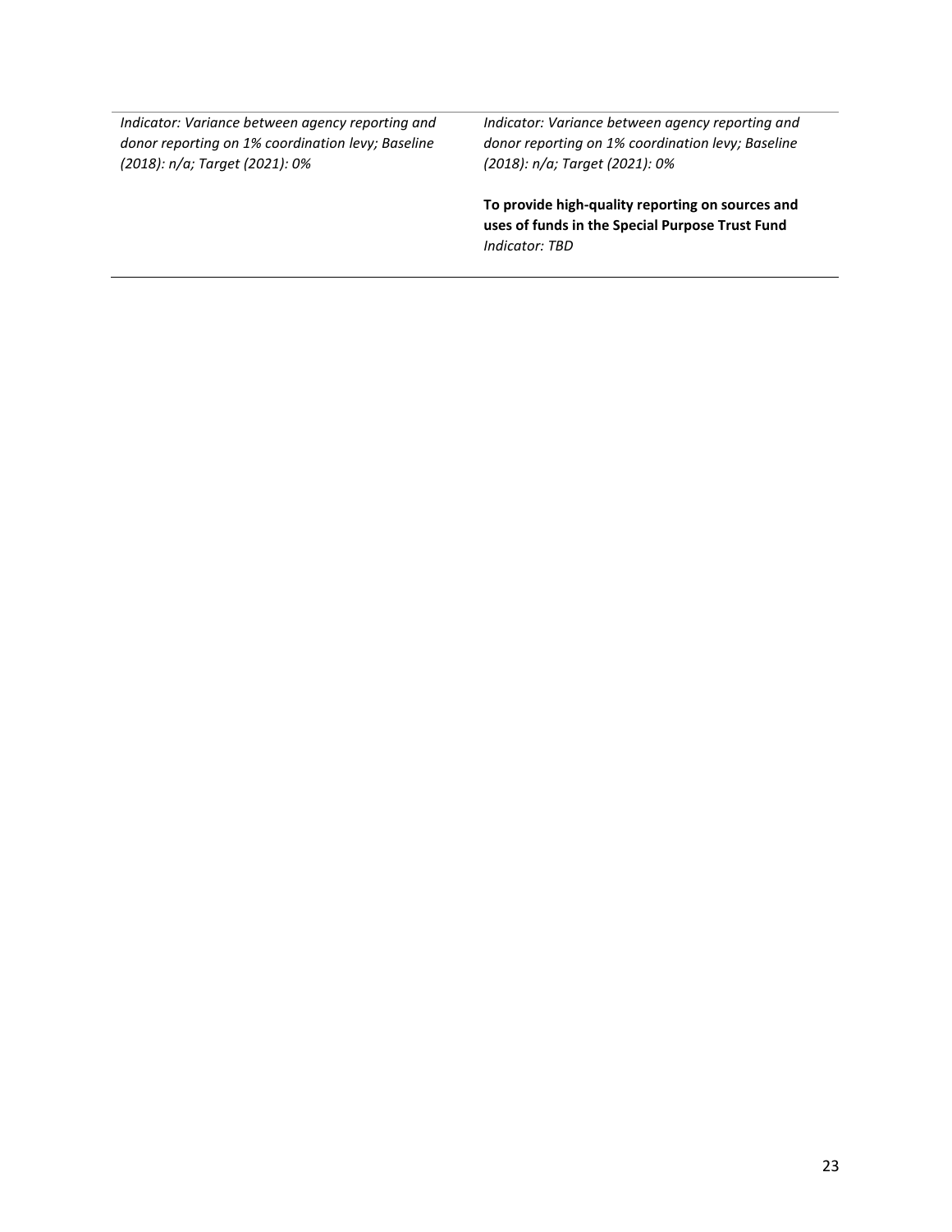| | |
|---|---|
| *Indicator: Variance between agency reporting and donor reporting on 1% coordination levy; Baseline (2018): n/a; Target (2021): 0%* | *Indicator: Variance between agency reporting and donor reporting on 1% coordination levy; Baseline (2018): n/a; Target (2021): 0%*<br><br>**To provide high-quality reporting on sources and uses of funds in the Special Purpose Trust Fund**<br>*Indicator: TBD* |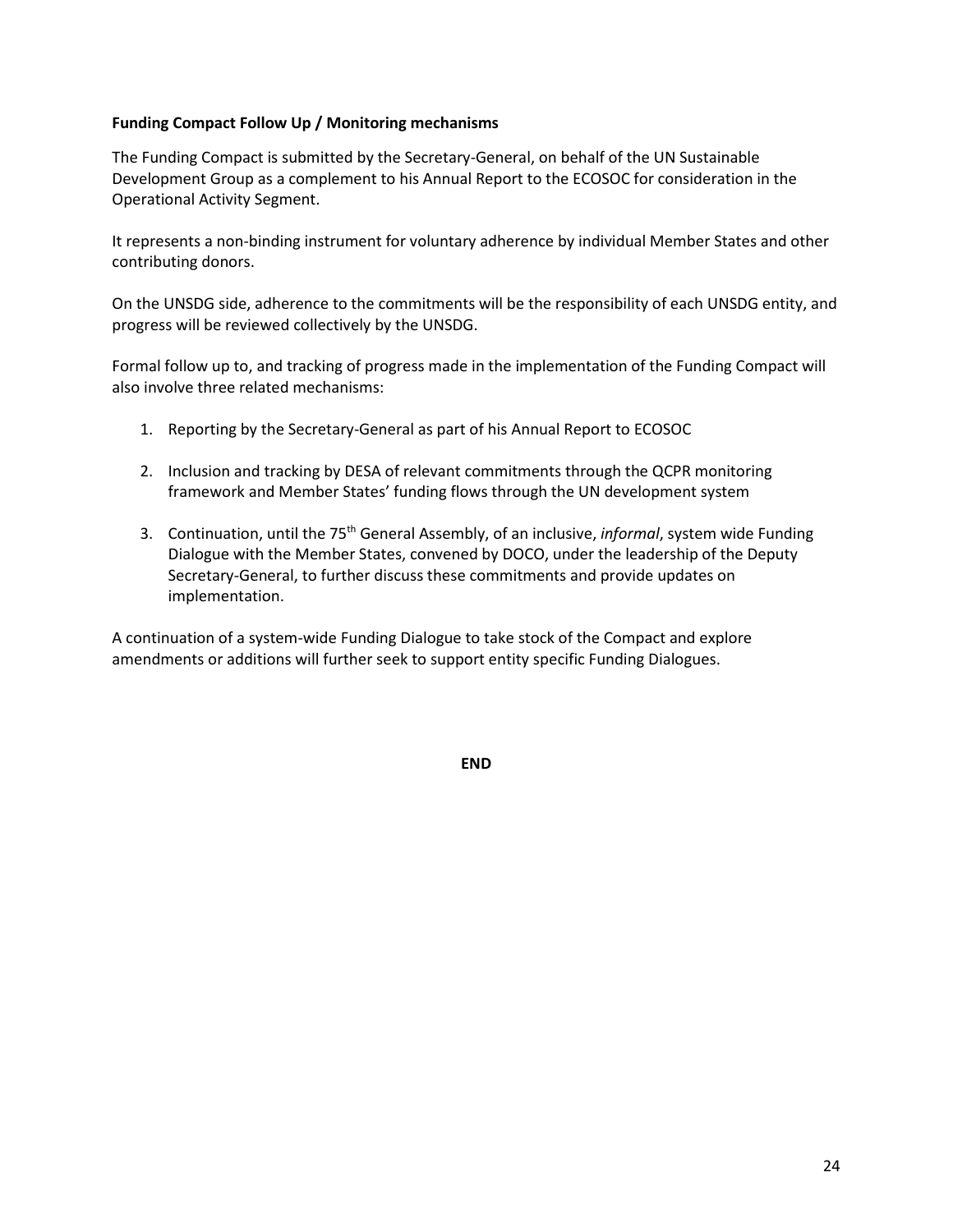**Funding Compact Follow Up / Monitoring mechanisms**

The Funding Compact is submitted by the Secretary-General, on behalf of the UN Sustainable Development Group as a complement to his Annual Report to the ECOSOC for consideration in the Operational Activity Segment.

It represents a non-binding instrument for voluntary adherence by individual Member States and other contributing donors.

On the UNSDG side, adherence to the commitments will be the responsibility of each UNSDG entity, and progress will be reviewed collectively by the UNSDG.

Formal follow up to, and tracking of progress made in the implementation of the Funding Compact will also involve three related mechanisms:

1. Reporting by the Secretary-General as part of his Annual Report to ECOSOC
2. Inclusion and tracking by DESA of relevant commitments through the QCPR monitoring framework and Member States' funding flows through the UN development system
3. Continuation, until the 75th General Assembly, of an inclusive, *informal*, system wide Funding Dialogue with the Member States, convened by DOCO, under the leadership of the Deputy Secretary-General, to further discuss these commitments and provide updates on implementation.

A continuation of a system-wide Funding Dialogue to take stock of the Compact and explore amendments or additions will further seek to support entity specific Funding Dialogues.

**END**